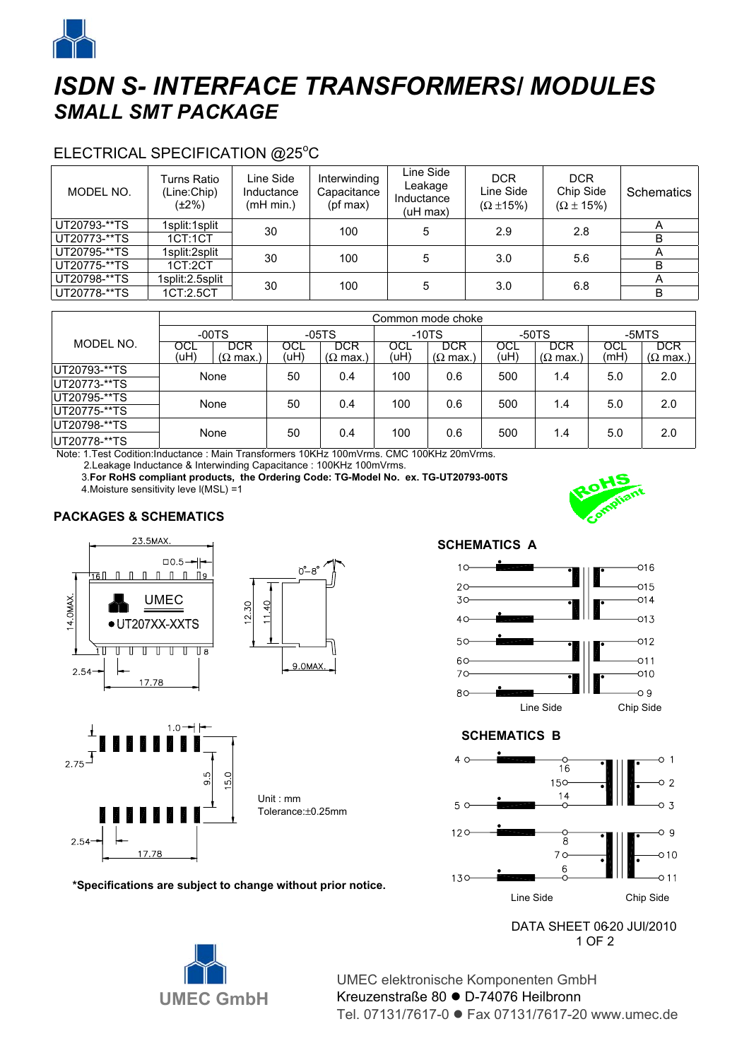# *ISDN S- INTERFACE TRANSFORMERS/ MODULES*

## *SMALL SMT PACKAGE*

ELECTRICAL SPECIFICATION @25°C

| MODEL NO. | Turns Ratio (Line:Chip) (±2%) | Line Side Inductance (mH min.) | Interwinding Capacitance (pf max) | Line Side Leakage Inductance (uH max) | DCR Line Side (Ω ±15%) | DCR Chip Side (Ω ± 15%) | Schematics |
|---|---|---|---|---|---|---|---|
| UT20793-**TS | 1split:1split | 30 | 100 | 5 | 2.9 | 2.8 | A |
| UT20773-**TS | 1CT:1CT | | | | | | B |
| UT20795-**TS | 1split:2split | 30 | 100 | 5 | 3.0 | 5.6 | A |
| UT20775-**TS | 1CT:2CT | | | | | | B |
| UT20798-**TS | 1split:2.5split | 30 | 100 | 5 | 3.0 | 6.8 | A |
| UT20778-**TS | 1CT:2.5CT | | | | | | B |

| MODEL NO. | Common mode choke | | | | | | | | | |
|---|---|---|---|---|---|---|---|---|---|---|
| | -00TS | | -05TS | | -10TS | | -50TS | | -5MTS | |
| | OCL (uH) | DCR (Ω max.) | OCL (uH) | DCR (Ω max.) | OCL (uH) | DCR (Ω max.) | OCL (uH) | DCR (Ω max.) | OCL (mH) | DCR (Ω max.) |
| UT20793-**TS | None | | 50 | 0.4 | 100 | 0.6 | 500 | 1.4 | 5.0 | 2.0 |
| UT20773-**TS | | | | | | | | | | |
| UT20795-**TS | None | | 50 | 0.4 | 100 | 0.6 | 500 | 1.4 | 5.0 | 2.0 |
| UT20775-**TS | | | | | | | | | | |
| UT20798-**TS | None | | 50 | 0.4 | 100 | 0.6 | 500 | 1.4 | 5.0 | 2.0 |
| UT20778-**TS | | | | | | | | | | |

Note: 1.Test Codition:Inductance : Main Transformers 10KHz 100mVrms. CMC 100KHz 20mVrms.
2.Leakage Inductance & Interwinding Capacitance : 100KHz 100mVrms.
3.**For RoHS compliant products, the Ordering Code: TG-Model No. ex. TG-UT20793-00TS**
4.Moisture sensitivity leve l(MSL) =1

**PACKAGES & SCHEMATICS**

**SCHEMATICS A**

**SCHEMATICS B**

Unit : mm
Tolerance:±0.25mm

**\*Specifications are subject to change without prior notice.**

DATA SHEET 06-20 JUI/2010

UMEC GmbH

UMEC elektronische Komponenten GmbH
Kreuzenstraße 80 ● D-74076 Heilbronn
Tel. 07131/7617-0 ● Fax 07131/7617-20 www.umec.de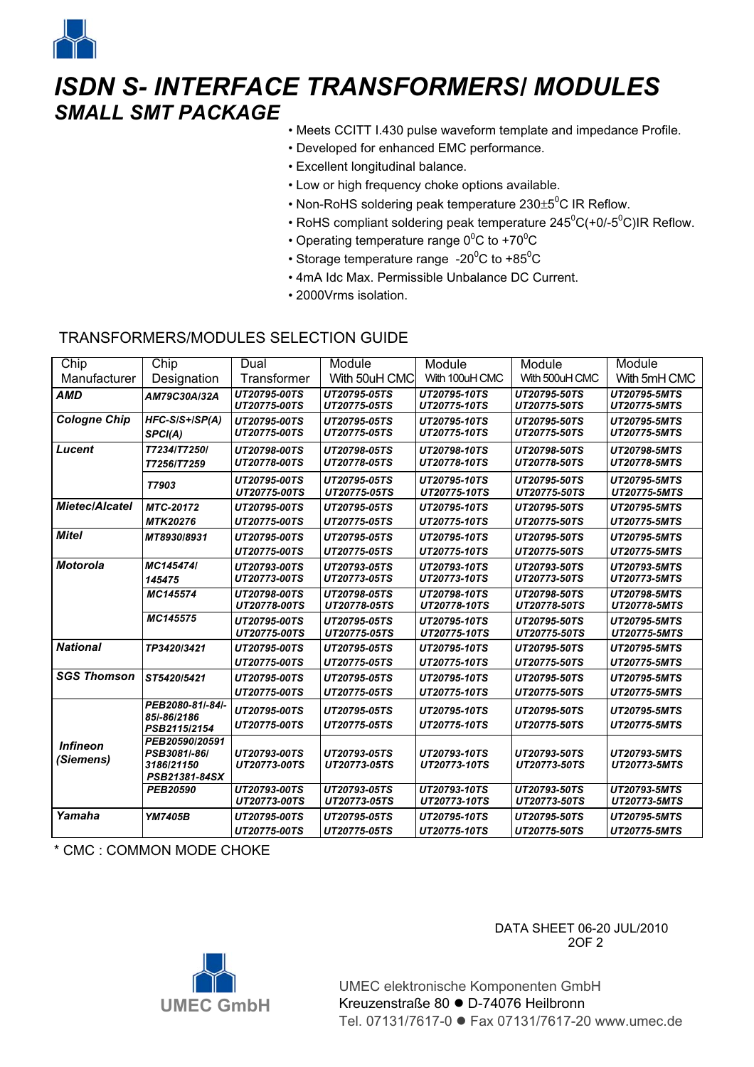# ISDN S- INTERFACE TRANSFORMERS/ MODULES

## SMALL SMT PACKAGE

- Meets CCITT I.430 pulse waveform template and impedance Profile.
- Developed for enhanced EMC performance.
- Excellent longitudinal balance.
- Low or high frequency choke options available.
- Non-RoHS soldering peak temperature 230±5$^0$C IR Reflow.
- RoHS compliant soldering peak temperature 245$^0$C(+0/-5$^0$C)IR Reflow.
- Operating temperature range 0$^0$C to +70$^0$C
- Storage temperature range -20$^0$C to +85$^0$C
- 4mA Idc Max. Permissible Unbalance DC Current.
- 2000Vrms isolation.

TRANSFORMERS/MODULES SELECTION GUIDE

| Chip Manufacturer | Chip Designation | Dual Transformer | Module With 50uH CMC | Module With 100uH CMC | Module With 500uH CMC | Module With 5mH CMC |
|---|---|---|---|---|---|---|
| ***AMD*** | ***AM79C30A/32A*** | ***UT20795-00TS UT20775-00TS*** | ***UT20795-05TS UT20775-05TS*** | ***UT20795-10TS UT20775-10TS*** | ***UT20795-50TS UT20775-50TS*** | ***UT20795-5MTS UT20775-5MTS*** |
| ***Cologne Chip*** | ***HFC-S/S+/SP(A) SPCI(A)*** | ***UT20795-00TS UT20775-00TS*** | ***UT20795-05TS UT20775-05TS*** | ***UT20795-10TS UT20775-10TS*** | ***UT20795-50TS UT20775-50TS*** | ***UT20795-5MTS UT20775-5MTS*** |
| ***Lucent*** | ***T7234/T7250/ T7256/T7259*** | ***UT20798-00TS UT20778-00TS*** | ***UT20798-05TS UT20778-05TS*** | ***UT20798-10TS UT20778-10TS*** | ***UT20798-50TS UT20778-50TS*** | ***UT20798-5MTS UT20778-5MTS*** |
| | ***T7903*** | ***UT20795-00TS UT20775-00TS*** | ***UT20795-05TS UT20775-05TS*** | ***UT20795-10TS UT20775-10TS*** | ***UT20795-50TS UT20775-50TS*** | ***UT20795-5MTS UT20775-5MTS*** |
| ***Mietec/Alcatel*** | ***MTC-20172 MTK20276*** | ***UT20795-00TS UT20775-00TS*** | ***UT20795-05TS UT20775-05TS*** | ***UT20795-10TS UT20775-10TS*** | ***UT20795-50TS UT20775-50TS*** | ***UT20795-5MTS UT20775-5MTS*** |
| ***Mitel*** | ***MT8930/8931*** | ***UT20795-00TS UT20775-00TS*** | ***UT20795-05TS UT20775-05TS*** | ***UT20795-10TS UT20775-10TS*** | ***UT20795-50TS UT20775-50TS*** | ***UT20795-5MTS UT20775-5MTS*** |
| ***Motorola*** | ***MC145474/ 145475*** | ***UT20793-00TS UT20773-00TS*** | ***UT20793-05TS UT20773-05TS*** | ***UT20793-10TS UT20773-10TS*** | ***UT20793-50TS UT20773-50TS*** | ***UT20793-5MTS UT20773-5MTS*** |
| | ***MC145574*** | ***UT20798-00TS UT20778-00TS*** | ***UT20798-05TS UT20778-05TS*** | ***UT20798-10TS UT20778-10TS*** | ***UT20798-50TS UT20778-50TS*** | ***UT20798-5MTS UT20778-5MTS*** |
| | ***MC145575*** | ***UT20795-00TS UT20775-00TS*** | ***UT20795-05TS UT20775-05TS*** | ***UT20795-10TS UT20775-10TS*** | ***UT20795-50TS UT20775-50TS*** | ***UT20795-5MTS UT20775-5MTS*** |
| ***National*** | ***TP3420/3421*** | ***UT20795-00TS UT20775-00TS*** | ***UT20795-05TS UT20775-05TS*** | ***UT20795-10TS UT20775-10TS*** | ***UT20795-50TS UT20775-50TS*** | ***UT20795-5MTS UT20775-5MTS*** |
| ***SGS Thomson*** | ***ST5420/5421*** | ***UT20795-00TS UT20775-00TS*** | ***UT20795-05TS UT20775-05TS*** | ***UT20795-10TS UT20775-10TS*** | ***UT20795-50TS UT20775-50TS*** | ***UT20795-5MTS UT20775-5MTS*** |
| ***Infineon (Siemens)*** | ***PEB2080-81/-84/-85/-86/2186 PSB2115/2154*** | ***UT20795-00TS UT20775-00TS*** | ***UT20795-05TS UT20775-05TS*** | ***UT20795-10TS UT20775-10TS*** | ***UT20795-50TS UT20775-50TS*** | ***UT20795-5MTS UT20775-5MTS*** |
| | ***PEB20590/20591 PSB3081/-86/ 3186/21150 PSB21381-84SX*** | ***UT20793-00TS UT20773-00TS*** | ***UT20793-05TS UT20773-05TS*** | ***UT20793-10TS UT20773-10TS*** | ***UT20793-50TS UT20773-50TS*** | ***UT20793-5MTS UT20773-5MTS*** |
| | ***PEB20590*** | ***UT20793-00TS UT20773-00TS*** | ***UT20793-05TS UT20773-05TS*** | ***UT20793-10TS UT20773-10TS*** | ***UT20793-50TS UT20773-50TS*** | ***UT20793-5MTS UT20773-5MTS*** |
| ***Yamaha*** | ***YM7405B*** | ***UT20795-00TS UT20775-00TS*** | ***UT20795-05TS UT20775-05TS*** | ***UT20795-10TS UT20775-10TS*** | ***UT20795-50TS UT20775-50TS*** | ***UT20795-5MTS UT20775-5MTS*** |

* CMC : COMMON MODE CHOKE

DATA SHEET 06-20 JUL/2010

UMEC GmbH

UMEC elektronische Komponenten GmbH
Kreuzenstraße 80 ● D-74076 Heilbronn
Tel. 07131/7617-0 ● Fax 07131/7617-20 www.umec.de